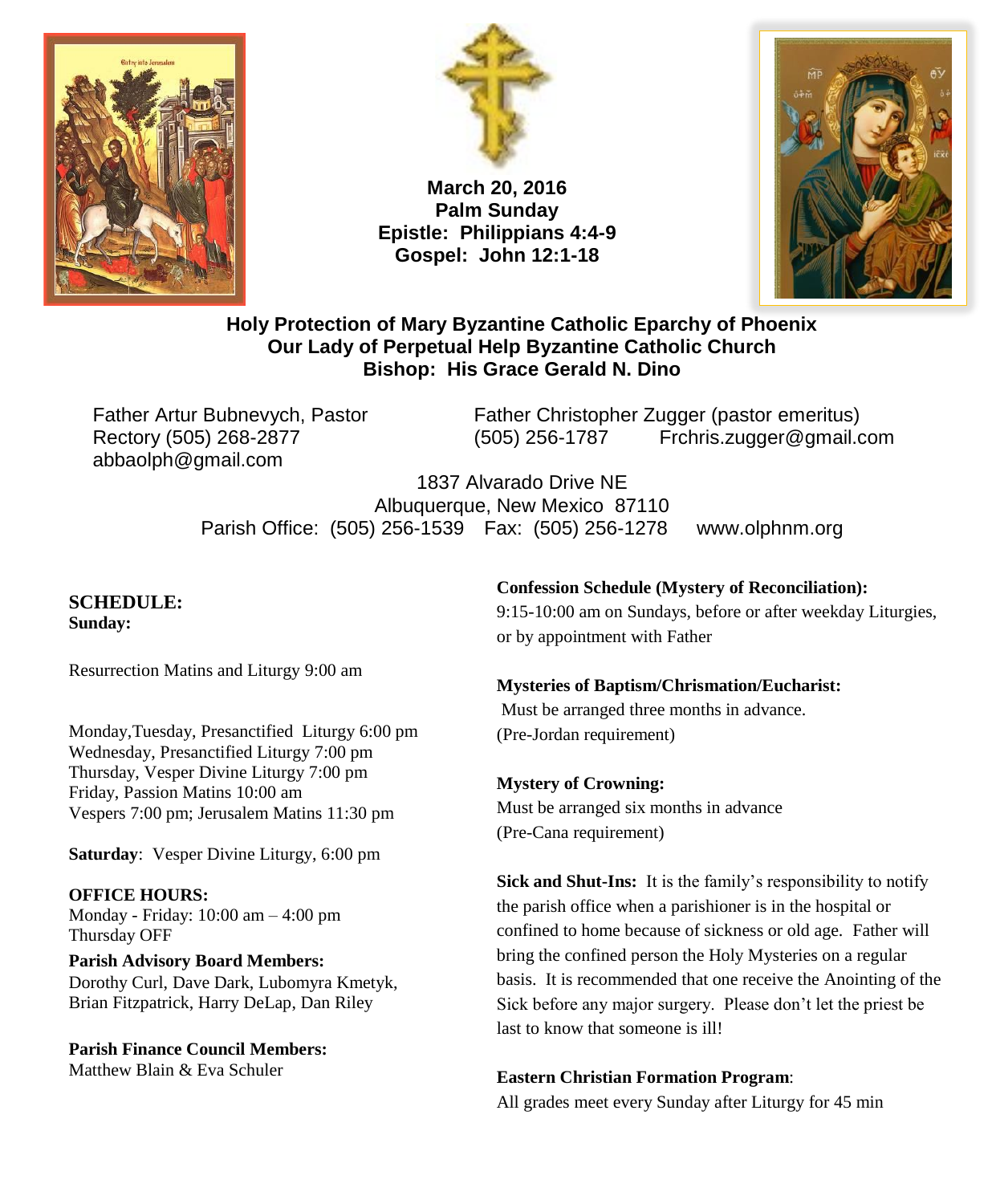**March 20, 2016**
**Palm Sunday**
**Epistle: Philippians 4:4-9**
**Gospel: John 12:1-18**

**Holy Protection of Mary Byzantine Catholic Eparchy of Phoenix**
**Our Lady of Perpetual Help Byzantine Catholic Church**
**Bishop: His Grace Gerald N. Dino**

Father Artur Bubnevych, Pastor
Rectory (505) 268-2877
abbaolph@gmail.com

Father Christopher Zugger (pastor emeritus)
(505) 256-1787 Frchris.zugger@gmail.com

1837 Alvarado Drive NE
Albuquerque, New Mexico 87110
Parish Office: (505) 256-1539 Fax: (505) 256-1278 www.olphnm.org

## SCHEDULE:

**Sunday:**

Resurrection Matins and Liturgy 9:00 am

Monday, Tuesday, Presanctified Liturgy 6:00 pm
Wednesday, Presanctified Liturgy 7:00 pm
Thursday, Vesper Divine Liturgy 7:00 pm
Friday, Passion Matins 10:00 am
Vespers 7:00 pm; Jerusalem Matins 11:30 pm

**Saturday**: Vesper Divine Liturgy, 6:00 pm

**OFFICE HOURS:**
Monday - Friday: 10:00 am – 4:00 pm
Thursday OFF

**Parish Advisory Board Members:**
Dorothy Curl, Dave Dark, Lubomyra Kmetyk, Brian Fitzpatrick, Harry DeLap, Dan Riley

**Parish Finance Council Members:**
Matthew Blain & Eva Schuler

**Confession Schedule (Mystery of Reconciliation):**
9:15-10:00 am on Sundays, before or after weekday Liturgies, or by appointment with Father

**Mysteries of Baptism/Chrismation/Eucharist:**
Must be arranged three months in advance.
(Pre-Jordan requirement)

**Mystery of Crowning:**
Must be arranged six months in advance
(Pre-Cana requirement)

**Sick and Shut-Ins:** It is the family's responsibility to notify the parish office when a parishioner is in the hospital or confined to home because of sickness or old age. Father will bring the confined person the Holy Mysteries on a regular basis. It is recommended that one receive the Anointing of the Sick before any major surgery. Please don't let the priest be last to know that someone is ill!

**Eastern Christian Formation Program**:
All grades meet every Sunday after Liturgy for 45 min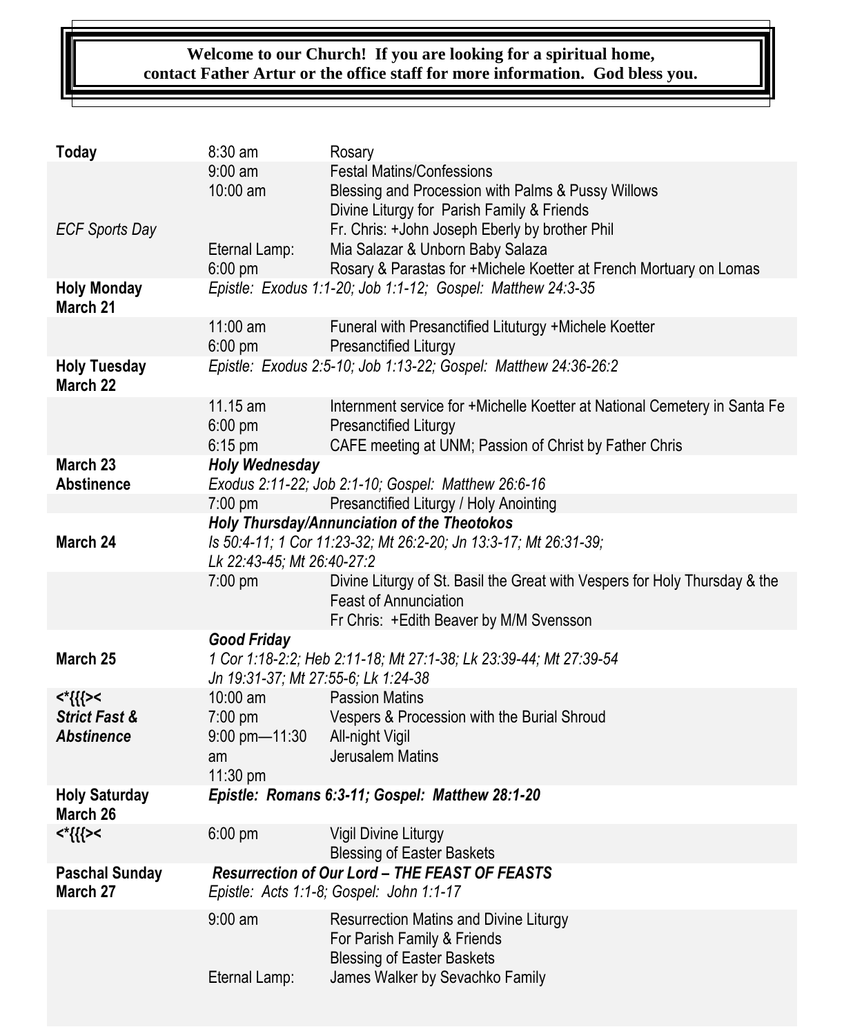**Welcome to our Church! If you are looking for a spiritual home, contact Father Artur or the office staff for more information. God bless you.**

| | | |
|---|---|---|
| **Today** | 8:30 am | Rosary |
| | 9:00 am | Festal Matins/Confessions |
| | 10:00 am | Blessing and Procession with Palms & Pussy Willows |
| | | Divine Liturgy for Parish Family & Friends |
| *ECF Sports Day* | | Fr. Chris: +John Joseph Eberly by brother Phil |
| | Eternal Lamp: | Mia Salazar & Unborn Baby Salaza |
| | 6:00 pm | Rosary & Parastas for +Michele Koetter at French Mortuary on Lomas |
| **Holy Monday March 21** | *Epistle: Exodus 1:1-20; Job 1:1-12; Gospel: Matthew 24:3-35* | |
| | 11:00 am | Funeral with Presanctified Lituturgy +Michele Koetter |
| | 6:00 pm | Presanctified Liturgy |
| **Holy Tuesday March 22** | *Epistle: Exodus 2:5-10; Job 1:13-22; Gospel: Matthew 24:36-26:2* | |
| | 11.15 am | Internment service for +Michelle Koetter at National Cemetery in Santa Fe |
| | 6:00 pm | Presanctified Liturgy |
| | 6:15 pm | CAFE meeting at UNM; Passion of Christ by Father Chris |
| **March 23 Abstinence** | ***Holy Wednesday*** *Exodus 2:11-22; Job 2:1-10; Gospel: Matthew 26:6-16* | |
| | 7:00 pm | Presanctified Liturgy / Holy Anointing |
| **March 24** | ***Holy Thursday/Annunciation of the Theotokos*** *Is 50:4-11; 1 Cor 11:23-32; Mt 26:2-20; Jn 13:3-17; Mt 26:31-39; Lk 22:43-45; Mt 26:40-27:2* | |
| | 7:00 pm | Divine Liturgy of St. Basil the Great with Vespers for Holy Thursday & the Feast of Annunciation |
| | | Fr Chris: +Edith Beaver by M/M Svensson |
| **March 25** | ***Good Friday*** *1 Cor 1:18-2:2; Heb 2:11-18; Mt 27:1-38; Lk 23:39-44; Mt 27:39-54 Jn 19:31-37; Mt 27:55-6; Lk 1:24-38* | |
| **<*{{{><** | 10:00 am | Passion Matins |
| ***Strict Fast & Abstinence*** | 7:00 pm | Vespers & Procession with the Burial Shroud |
| | 9:00 pm—11:30 am | All-night Vigil |
| | 11:30 pm | Jerusalem Matins |
| **Holy Saturday March 26** | ***Epistle: Romans 6:3-11; Gospel: Matthew 28:1-20*** | |
| **<*{{{><** | 6:00 pm | Vigil Divine Liturgy |
| | | Blessing of Easter Baskets |
| **Paschal Sunday March 27** | ***Resurrection of Our Lord – THE FEAST OF FEASTS*** *Epistle: Acts 1:1-8; Gospel: John 1:1-17* | |
| | 9:00 am | Resurrection Matins and Divine Liturgy |
| | | For Parish Family & Friends |
| | | Blessing of Easter Baskets |
| | Eternal Lamp: | James Walker by Sevachko Family |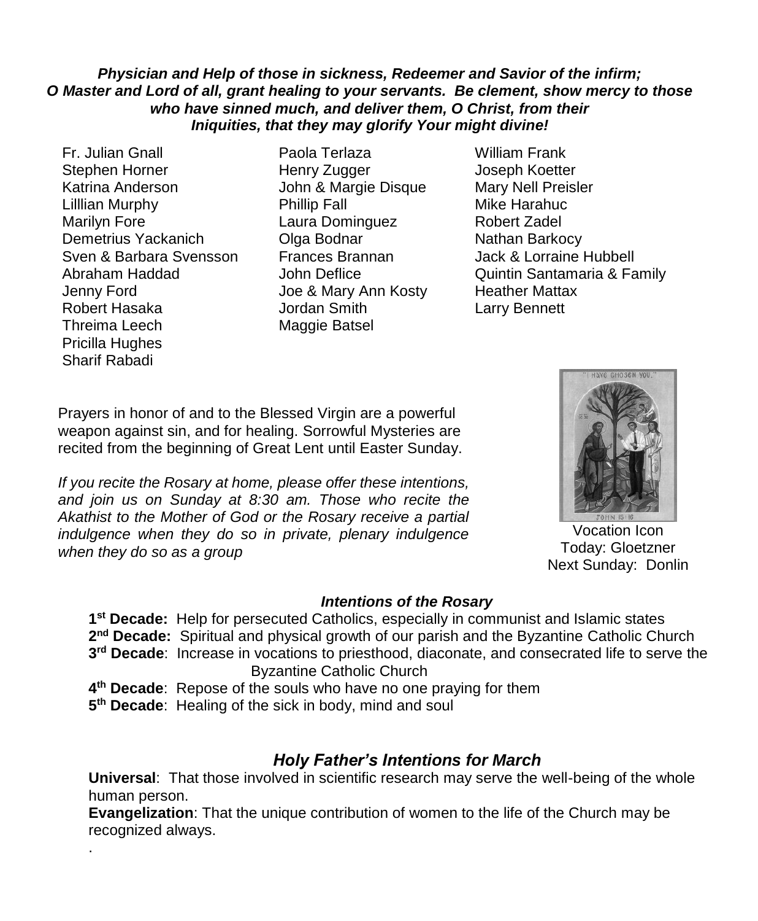***Physician and Help of those in sickness, Redeemer and Savior of the infirm; O Master and Lord of all, grant healing to your servants. Be clement, show mercy to those who have sinned much, and deliver them, O Christ, from their Iniquities, that they may glorify Your might divine!***

Fr. Julian Gnall
Stephen Horner
Katrina Anderson
Lilllian Murphy
Marilyn Fore
Demetrius Yackanich
Sven & Barbara Svensson
Abraham Haddad
Jenny Ford
Robert Hasaka
Threima Leech
Pricilla Hughes
Sharif Rabadi
Paola Terlaza
Henry Zugger
John & Margie Disque
Phillip Fall
Laura Dominguez
Olga Bodnar
Frances Brannan
John Deflice
Joe & Mary Ann Kosty
Jordan Smith
Maggie Batsel
William Frank
Joseph Koetter
Mary Nell Preisler
Mike Harahuc
Robert Zadel
Nathan Barkocy
Jack & Lorraine Hubbell
Quintin Santamaria & Family
Heather Mattax
Larry Bennett

Prayers in honor of and to the Blessed Virgin are a powerful weapon against sin, and for healing. Sorrowful Mysteries are recited from the beginning of Great Lent until Easter Sunday.

*If you recite the Rosary at home, please offer these intentions, and join us on Sunday at 8:30 am. Those who recite the Akathist to the Mother of God or the Rosary receive a partial indulgence when they do so in private, plenary indulgence when they do so as a group*

Vocation Icon
Today: Gloetzner
Next Sunday: Donlin

***Intentions of the Rosary***

**1st Decade:** Help for persecuted Catholics, especially in communist and Islamic states
**2nd Decade:** Spiritual and physical growth of our parish and the Byzantine Catholic Church
**3rd Decade**: Increase in vocations to priesthood, diaconate, and consecrated life to serve the Byzantine Catholic Church
**4th Decade**: Repose of the souls who have no one praying for them
**5th Decade**: Healing of the sick in body, mind and soul

## *Holy Father's Intentions for March*

**Universal**: That those involved in scientific research may serve the well-being of the whole human person.
**Evangelization**: That the unique contribution of women to the life of the Church may be recognized always.
.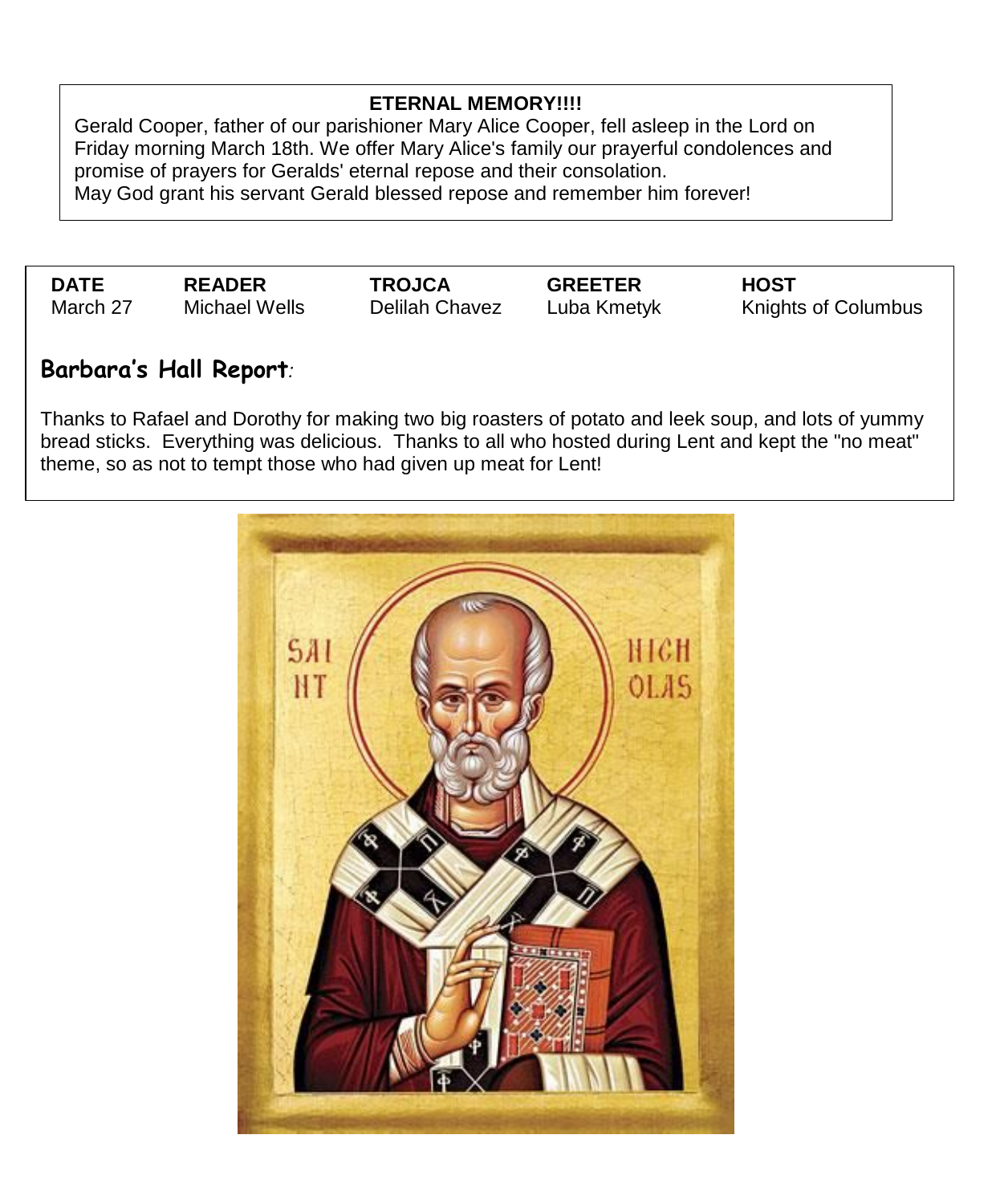**ETERNAL MEMORY!!!!**

Gerald Cooper, father of our parishioner Mary Alice Cooper, fell asleep in the Lord on Friday morning March 18th. We offer Mary Alice's family our prayerful condolences and promise of prayers for Geralds' eternal repose and their consolation.
May God grant his servant Gerald blessed repose and remember him forever!

| DATE | READER | TROJCA | GREETER | HOST |
| --- | --- | --- | --- | --- |
| March 27 | Michael Wells | Delilah Chavez | Luba Kmetyk | Knights of Columbus |

## **Barbara's Hall Report**:

Thanks to Rafael and Dorothy for making two big roasters of potato and leek soup, and lots of yummy bread sticks. Everything was delicious. Thanks to all who hosted during Lent and kept the "no meat" theme, so as not to tempt those who had given up meat for Lent!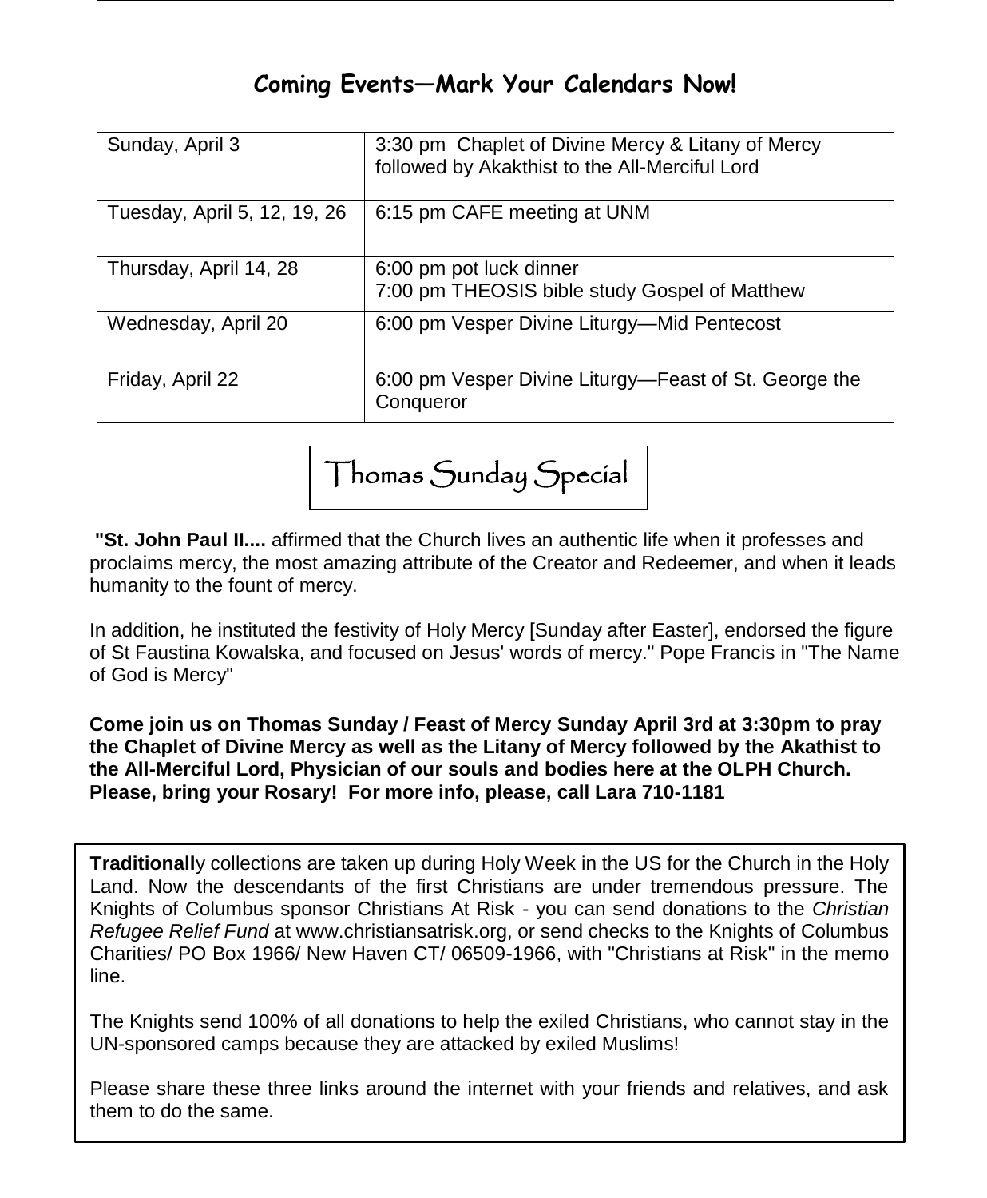## Coming Events—Mark Your Calendars Now!

| | |
|---|---|
| Sunday, April 3 | 3:30 pm Chaplet of Divine Mercy & Litany of Mercy followed by Akakthist to the All-Merciful Lord |
| Tuesday, April 5, 12, 19, 26 | 6:15 pm CAFE meeting at UNM |
| Thursday, April 14, 28 | 6:00 pm pot luck dinner<br>7:00 pm THEOSIS bible study Gospel of Matthew |
| Wednesday, April 20 | 6:00 pm Vesper Divine Liturgy—Mid Pentecost |
| Friday, April 22 | 6:00 pm Vesper Divine Liturgy—Feast of St. George the Conqueror |

## Thomas Sunday Special

**"St. John Paul II....** affirmed that the Church lives an authentic life when it professes and proclaims mercy, the most amazing attribute of the Creator and Redeemer, and when it leads humanity to the fount of mercy.

In addition, he instituted the festivity of Holy Mercy [Sunday after Easter], endorsed the figure of St Faustina Kowalska, and focused on Jesus' words of mercy." Pope Francis in "The Name of God is Mercy"

**Come join us on Thomas Sunday / Feast of Mercy Sunday April 3rd at 3:30pm to pray the Chaplet of Divine Mercy as well as the Litany of Mercy followed by the Akathist to the All-Merciful Lord, Physician of our souls and bodies here at the OLPH Church. Please, bring your Rosary! For more info, please, call Lara 710-1181**

**Traditionall**y collections are taken up during Holy Week in the US for the Church in the Holy Land. Now the descendants of the first Christians are under tremendous pressure. The Knights of Columbus sponsor Christians At Risk - you can send donations to the *Christian Refugee Relief Fund* at www.christiansatrisk.org, or send checks to the Knights of Columbus Charities/ PO Box 1966/ New Haven CT/ 06509-1966, with "Christians at Risk" in the memo line.

The Knights send 100% of all donations to help the exiled Christians, who cannot stay in the UN-sponsored camps because they are attacked by exiled Muslims!

Please share these three links around the internet with your friends and relatives, and ask them to do the same.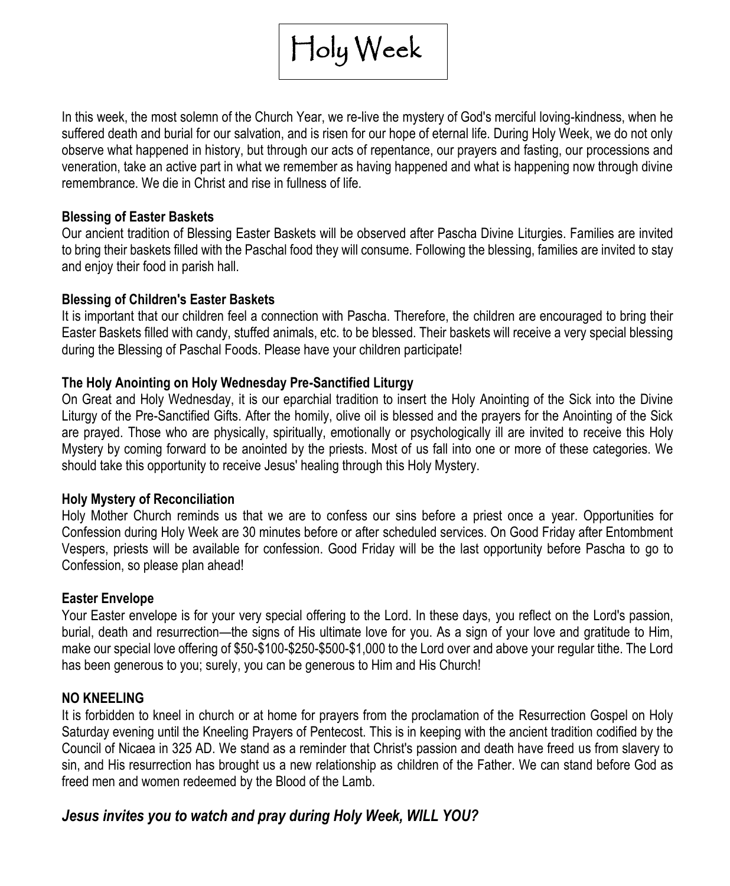# Holy Week

In this week, the most solemn of the Church Year, we re-live the mystery of God's merciful loving-kindness, when he suffered death and burial for our salvation, and is risen for our hope of eternal life. During Holy Week, we do not only observe what happened in history, but through our acts of repentance, our prayers and fasting, our processions and veneration, take an active part in what we remember as having happened and what is happening now through divine remembrance. We die in Christ and rise in fullness of life.

**Blessing of Easter Baskets**
Our ancient tradition of Blessing Easter Baskets will be observed after Pascha Divine Liturgies. Families are invited to bring their baskets filled with the Paschal food they will consume. Following the blessing, families are invited to stay and enjoy their food in parish hall.

**Blessing of Children's Easter Baskets**
It is important that our children feel a connection with Pascha. Therefore, the children are encouraged to bring their Easter Baskets filled with candy, stuffed animals, etc. to be blessed. Their baskets will receive a very special blessing during the Blessing of Paschal Foods. Please have your children participate!

**The Holy Anointing on Holy Wednesday Pre-Sanctified Liturgy**
On Great and Holy Wednesday, it is our eparchial tradition to insert the Holy Anointing of the Sick into the Divine Liturgy of the Pre-Sanctified Gifts. After the homily, olive oil is blessed and the prayers for the Anointing of the Sick are prayed. Those who are physically, spiritually, emotionally or psychologically ill are invited to receive this Holy Mystery by coming forward to be anointed by the priests. Most of us fall into one or more of these categories. We should take this opportunity to receive Jesus' healing through this Holy Mystery.

**Holy Mystery of Reconciliation**
Holy Mother Church reminds us that we are to confess our sins before a priest once a year. Opportunities for Confession during Holy Week are 30 minutes before or after scheduled services. On Good Friday after Entombment Vespers, priests will be available for confession. Good Friday will be the last opportunity before Pascha to go to Confession, so please plan ahead!

**Easter Envelope**
Your Easter envelope is for your very special offering to the Lord. In these days, you reflect on the Lord's passion, burial, death and resurrection—the signs of His ultimate love for you. As a sign of your love and gratitude to Him, make our special love offering of $50-$100-$250-$500-$1,000 to the Lord over and above your regular tithe. The Lord has been generous to you; surely, you can be generous to Him and His Church!

**NO KNEELING**
It is forbidden to kneel in church or at home for prayers from the proclamation of the Resurrection Gospel on Holy Saturday evening until the Kneeling Prayers of Pentecost. This is in keeping with the ancient tradition codified by the Council of Nicaea in 325 AD. We stand as a reminder that Christ's passion and death have freed us from slavery to sin, and His resurrection has brought us a new relationship as children of the Father. We can stand before God as freed men and women redeemed by the Blood of the Lamb.

***Jesus invites you to watch and pray during Holy Week, WILL YOU?***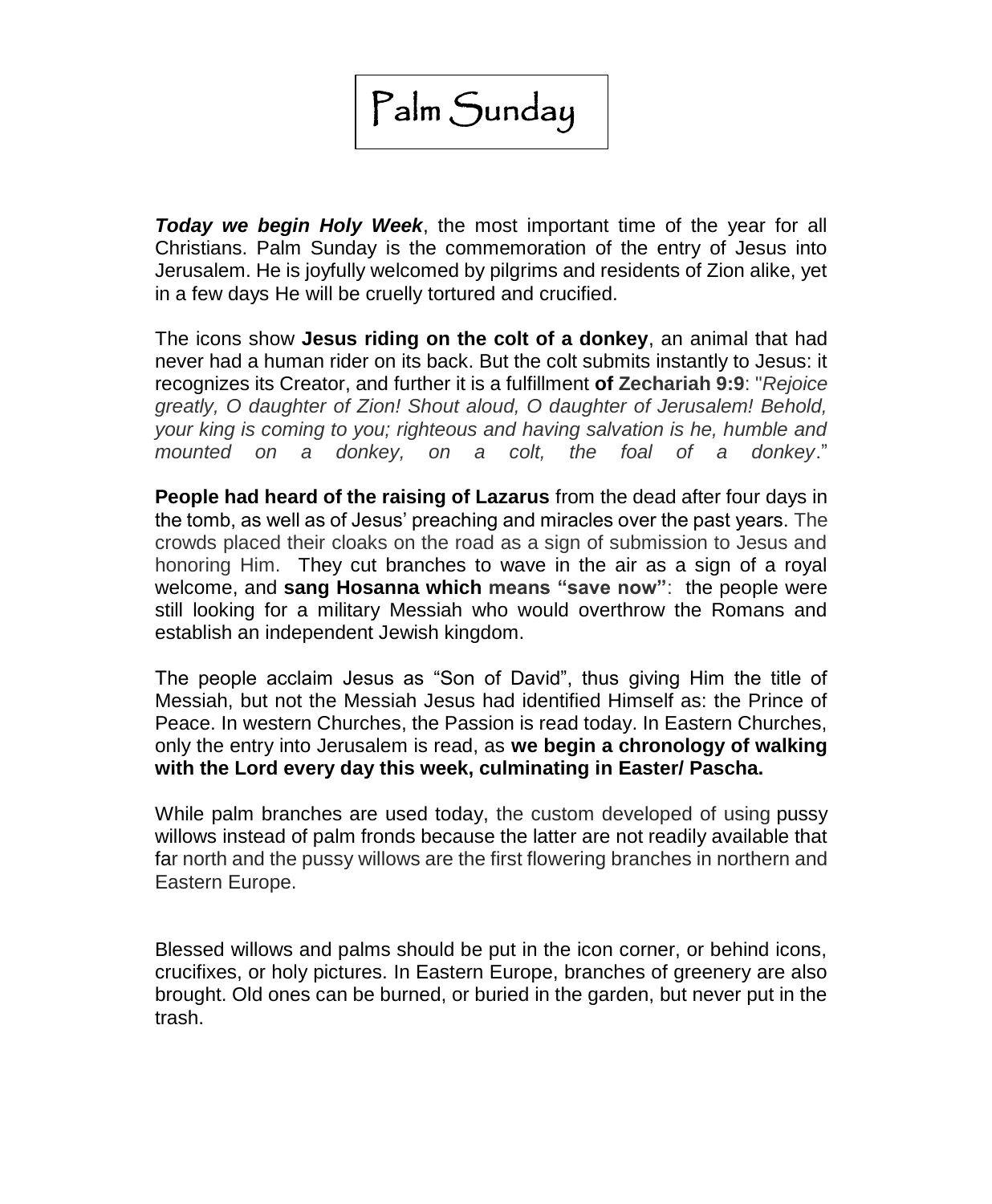# Palm Sunday

***Today we begin Holy Week***, the most important time of the year for all Christians. Palm Sunday is the commemoration of the entry of Jesus into Jerusalem. He is joyfully welcomed by pilgrims and residents of Zion alike, yet in a few days He will be cruelly tortured and crucified.

The icons show **Jesus riding on the colt of a donkey**, an animal that had never had a human rider on its back. But the colt submits instantly to Jesus: it recognizes its Creator, and further it is a fulfillment **of Zechariah 9:9**: "*Rejoice greatly, O daughter of Zion! Shout aloud, O daughter of Jerusalem! Behold, your king is coming to you; righteous and having salvation is he, humble and mounted on a donkey, on a colt, the foal of a donkey*."

**People had heard of the raising of Lazarus** from the dead after four days in the tomb, as well as of Jesus' preaching and miracles over the past years. The crowds placed their cloaks on the road as a sign of submission to Jesus and honoring Him. They cut branches to wave in the air as a sign of a royal welcome, and **sang Hosanna which means "save now"**: the people were still looking for a military Messiah who would overthrow the Romans and establish an independent Jewish kingdom.

The people acclaim Jesus as "Son of David", thus giving Him the title of Messiah, but not the Messiah Jesus had identified Himself as: the Prince of Peace. In western Churches, the Passion is read today. In Eastern Churches, only the entry into Jerusalem is read, as **we begin a chronology of walking with the Lord every day this week, culminating in Easter/ Pascha.**

While palm branches are used today, the custom developed of using pussy willows instead of palm fronds because the latter are not readily available that far north and the pussy willows are the first flowering branches in northern and Eastern Europe.

Blessed willows and palms should be put in the icon corner, or behind icons, crucifixes, or holy pictures. In Eastern Europe, branches of greenery are also brought. Old ones can be burned, or buried in the garden, but never put in the trash.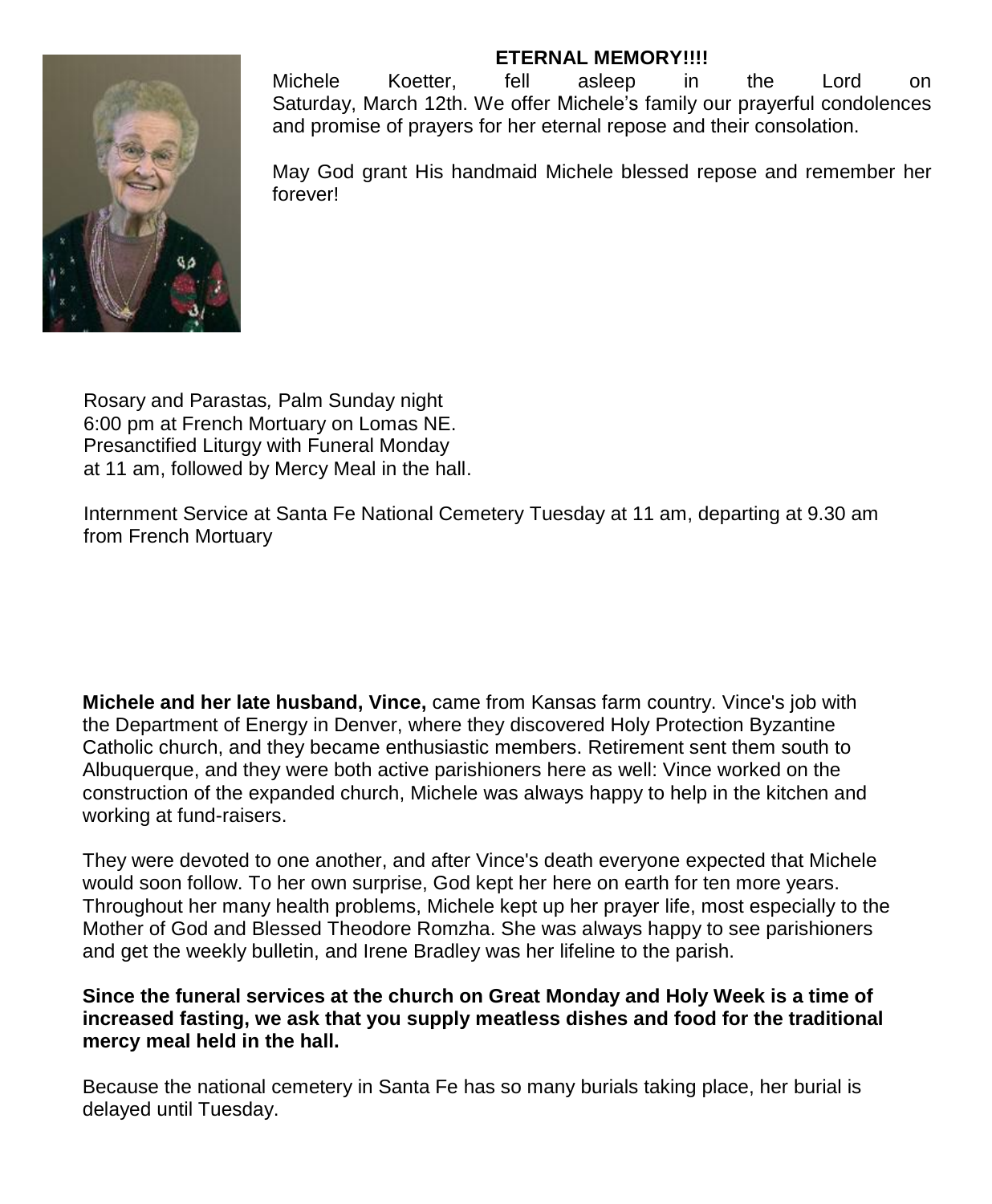**ETERNAL MEMORY!!!!**

Michele Koetter, fell asleep in the Lord on Saturday, March 12th. We offer Michele's family our prayerful condolences and promise of prayers for her eternal repose and their consolation.

May God grant His handmaid Michele blessed repose and remember her forever!

Rosary and Parastas*,* Palm Sunday night
6:00 pm at French Mortuary on Lomas NE.
Presanctified Liturgy with Funeral Monday
at 11 am, followed by Mercy Meal in the hall.

Internment Service at Santa Fe National Cemetery Tuesday at 11 am, departing at 9.30 am from French Mortuary

**Michele and her late husband, Vince,** came from Kansas farm country. Vince's job with the Department of Energy in Denver, where they discovered Holy Protection Byzantine Catholic church, and they became enthusiastic members. Retirement sent them south to Albuquerque, and they were both active parishioners here as well: Vince worked on the construction of the expanded church, Michele was always happy to help in the kitchen and working at fund-raisers.

They were devoted to one another, and after Vince's death everyone expected that Michele would soon follow. To her own surprise, God kept her here on earth for ten more years. Throughout her many health problems, Michele kept up her prayer life, most especially to the Mother of God and Blessed Theodore Romzha. She was always happy to see parishioners and get the weekly bulletin, and Irene Bradley was her lifeline to the parish.

**Since the funeral services at the church on Great Monday and Holy Week is a time of increased fasting, we ask that you supply meatless dishes and food for the traditional mercy meal held in the hall.**

Because the national cemetery in Santa Fe has so many burials taking place, her burial is delayed until Tuesday.